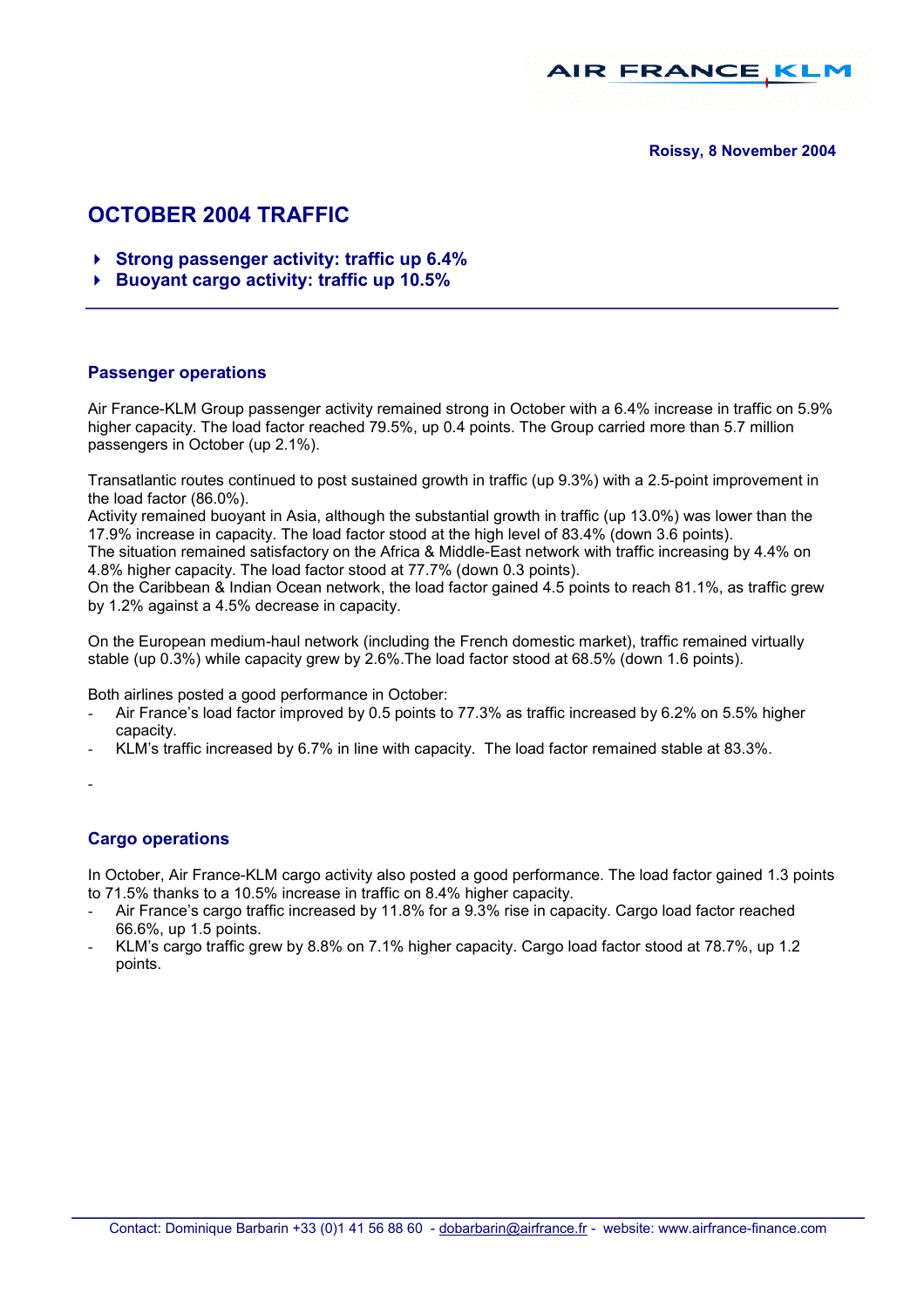AIR FRANCE KLM

**Roissy, 8 November 2004**

# OCTOBER 2004 TRAFFIC

- **Strong passenger activity: traffic up 6.4%**
- **Buoyant cargo activity: traffic up 10.5%**

## Passenger operations

Air France-KLM Group passenger activity remained strong in October with a 6.4% increase in traffic on 5.9% higher capacity. The load factor reached 79.5%, up 0.4 points. The Group carried more than 5.7 million passengers in October (up 2.1%).

Transatlantic routes continued to post sustained growth in traffic (up 9.3%) with a 2.5-point improvement in the load factor (86.0%).
Activity remained buoyant in Asia, although the substantial growth in traffic (up 13.0%) was lower than the 17.9% increase in capacity. The load factor stood at the high level of 83.4% (down 3.6 points).
The situation remained satisfactory on the Africa & Middle-East network with traffic increasing by 4.4% on 4.8% higher capacity. The load factor stood at 77.7% (down 0.3 points).
On the Caribbean & Indian Ocean network, the load factor gained 4.5 points to reach 81.1%, as traffic grew by 1.2% against a 4.5% decrease in capacity.

On the European medium-haul network (including the French domestic market), traffic remained virtually stable (up 0.3%) while capacity grew by 2.6%.The load factor stood at 68.5% (down 1.6 points).

Both airlines posted a good performance in October:

- Air France's load factor improved by 0.5 points to 77.3% as traffic increased by 6.2% on 5.5% higher capacity.
- KLM's traffic increased by 6.7% in line with capacity. The load factor remained stable at 83.3%.
-

## Cargo operations

In October, Air France-KLM cargo activity also posted a good performance. The load factor gained 1.3 points to 71.5% thanks to a 10.5% increase in traffic on 8.4% higher capacity.

- Air France's cargo traffic increased by 11.8% for a 9.3% rise in capacity. Cargo load factor reached 66.6%, up 1.5 points.
- KLM's cargo traffic grew by 8.8% on 7.1% higher capacity. Cargo load factor stood at 78.7%, up 1.2 points.

Contact: Dominique Barbarin +33 (0)1 41 56 88 60 - dobarbarin@airfrance.fr - website: www.airfrance-finance.com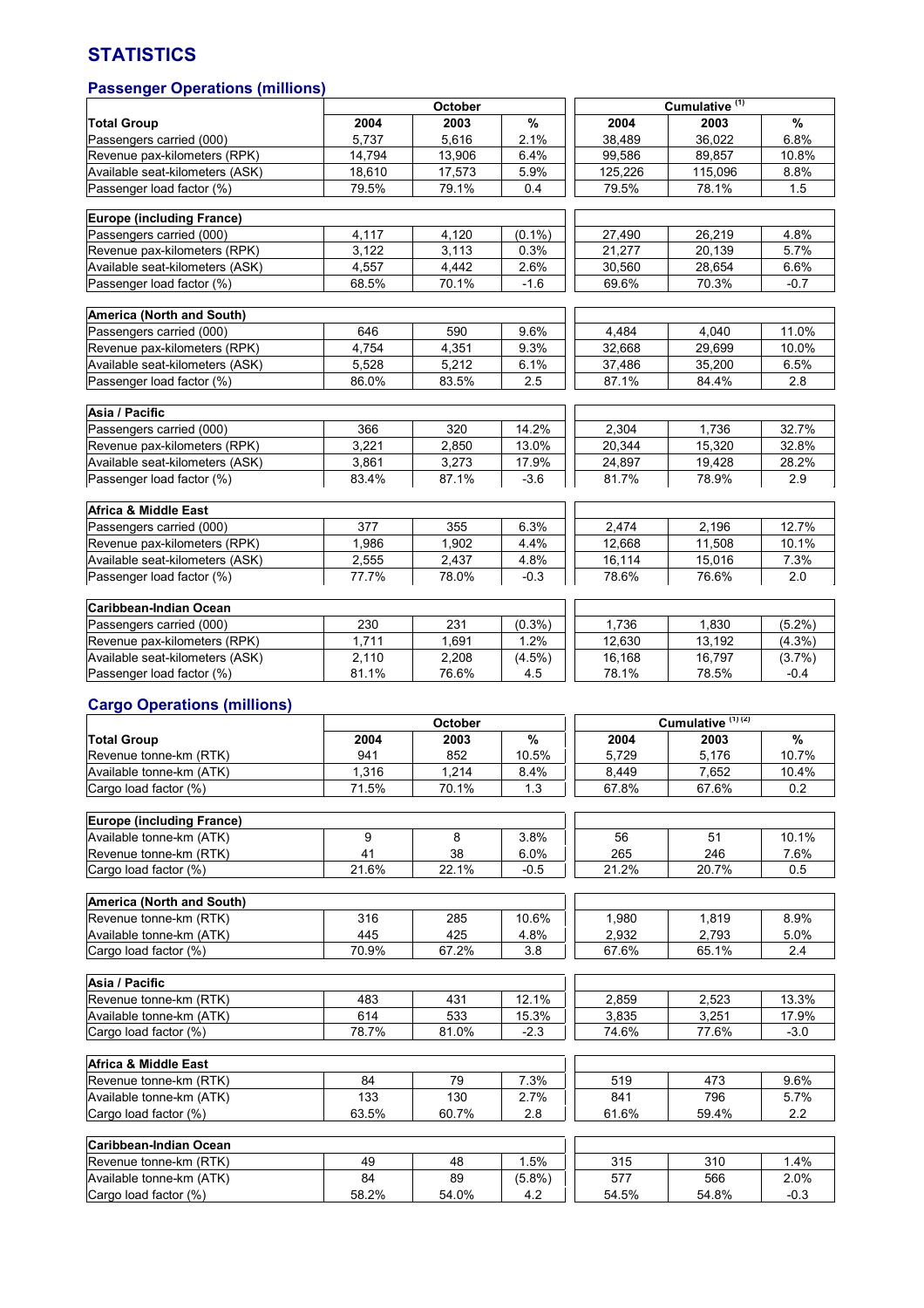# STATISTICS

## Passenger Operations (millions)

| | October | | | Cumulative [1] | | |
|---|---|---|---|---|---|---|
| **Total Group** | **2004** | **2003** | **%** | **2004** | **2003** | **%** |
| Passengers carried (000) | 5,737 | 5,616 | 2.1% | 38,489 | 36,022 | 6.8% |
| Revenue pax-kilometers (RPK) | 14,794 | 13,906 | 6.4% | 99,586 | 89,857 | 10.8% |
| Available seat-kilometers (ASK) | 18,610 | 17,573 | 5.9% | 125,226 | 115,096 | 8.8% |
| Passenger load factor (%) | 79.5% | 79.1% | 0.4 | 79.5% | 78.1% | 1.5 |
| **Europe (including France)** | | | | | | |
| Passengers carried (000) | 4,117 | 4,120 | (0.1%) | 27,490 | 26,219 | 4.8% |
| Revenue pax-kilometers (RPK) | 3,122 | 3,113 | 0.3% | 21,277 | 20,139 | 5.7% |
| Available seat-kilometers (ASK) | 4,557 | 4,442 | 2.6% | 30,560 | 28,654 | 6.6% |
| Passenger load factor (%) | 68.5% | 70.1% | -1.6 | 69.6% | 70.3% | -0.7 |
| **America (North and South)** | | | | | | |
| Passengers carried (000) | 646 | 590 | 9.6% | 4,484 | 4,040 | 11.0% |
| Revenue pax-kilometers (RPK) | 4,754 | 4,351 | 9.3% | 32,668 | 29,699 | 10.0% |
| Available seat-kilometers (ASK) | 5,528 | 5,212 | 6.1% | 37,486 | 35,200 | 6.5% |
| Passenger load factor (%) | 86.0% | 83.5% | 2.5 | 87.1% | 84.4% | 2.8 |
| **Asia / Pacific** | | | | | | |
| Passengers carried (000) | 366 | 320 | 14.2% | 2,304 | 1,736 | 32.7% |
| Revenue pax-kilometers (RPK) | 3,221 | 2,850 | 13.0% | 20,344 | 15,320 | 32.8% |
| Available seat-kilometers (ASK) | 3,861 | 3,273 | 17.9% | 24,897 | 19,428 | 28.2% |
| Passenger load factor (%) | 83.4% | 87.1% | -3.6 | 81.7% | 78.9% | 2.9 |
| **Africa & Middle East** | | | | | | |
| Passengers carried (000) | 377 | 355 | 6.3% | 2,474 | 2,196 | 12.7% |
| Revenue pax-kilometers (RPK) | 1,986 | 1,902 | 4.4% | 12,668 | 11,508 | 10.1% |
| Available seat-kilometers (ASK) | 2,555 | 2,437 | 4.8% | 16,114 | 15,016 | 7.3% |
| Passenger load factor (%) | 77.7% | 78.0% | -0.3 | 78.6% | 76.6% | 2.0 |
| **Caribbean-Indian Ocean** | | | | | | |
| Passengers carried (000) | 230 | 231 | (0.3%) | 1,736 | 1,830 | (5.2%) |
| Revenue pax-kilometers (RPK) | 1,711 | 1,691 | 1.2% | 12,630 | 13,192 | (4.3%) |
| Available seat-kilometers (ASK) | 2,110 | 2,208 | (4.5%) | 16,168 | 16,797 | (3.7%) |
| Passenger load factor (%) | 81.1% | 76.6% | 4.5 | 78.1% | 78.5% | -0.4 |

## Cargo Operations (millions)

| | October | | | Cumulative [1] [2] | | |
|---|---|---|---|---|---|---|
| **Total Group** | **2004** | **2003** | **%** | **2004** | **2003** | **%** |
| Revenue tonne-km (RTK) | 941 | 852 | 10.5% | 5,729 | 5,176 | 10.7% |
| Available tonne-km (ATK) | 1,316 | 1,214 | 8.4% | 8,449 | 7,652 | 10.4% |
| Cargo load factor (%) | 71.5% | 70.1% | 1.3 | 67.8% | 67.6% | 0.2 |
| **Europe (including France)** | | | | | | |
| Available tonne-km (ATK) | 9 | 8 | 3.8% | 56 | 51 | 10.1% |
| Revenue tonne-km (RTK) | 41 | 38 | 6.0% | 265 | 246 | 7.6% |
| Cargo load factor (%) | 21.6% | 22.1% | -0.5 | 21.2% | 20.7% | 0.5 |
| **America (North and South)** | | | | | | |
| Revenue tonne-km (RTK) | 316 | 285 | 10.6% | 1,980 | 1,819 | 8.9% |
| Available tonne-km (ATK) | 445 | 425 | 4.8% | 2,932 | 2,793 | 5.0% |
| Cargo load factor (%) | 70.9% | 67.2% | 3.8 | 67.6% | 65.1% | 2.4 |
| **Asia / Pacific** | | | | | | |
| Revenue tonne-km (RTK) | 483 | 431 | 12.1% | 2,859 | 2,523 | 13.3% |
| Available tonne-km (ATK) | 614 | 533 | 15.3% | 3,835 | 3,251 | 17.9% |
| Cargo load factor (%) | 78.7% | 81.0% | -2.3 | 74.6% | 77.6% | -3.0 |
| **Africa & Middle East** | | | | | | |
| Revenue tonne-km (RTK) | 84 | 79 | 7.3% | 519 | 473 | 9.6% |
| Available tonne-km (ATK) | 133 | 130 | 2.7% | 841 | 796 | 5.7% |
| Cargo load factor (%) | 63.5% | 60.7% | 2.8 | 61.6% | 59.4% | 2.2 |
| **Caribbean-Indian Ocean** | | | | | | |
| Revenue tonne-km (RTK) | 49 | 48 | 1.5% | 315 | 310 | 1.4% |
| Available tonne-km (ATK) | 84 | 89 | (5.8%) | 577 | 566 | 2.0% |
| Cargo load factor (%) | 58.2% | 54.0% | 4.2 | 54.5% | 54.8% | -0.3 |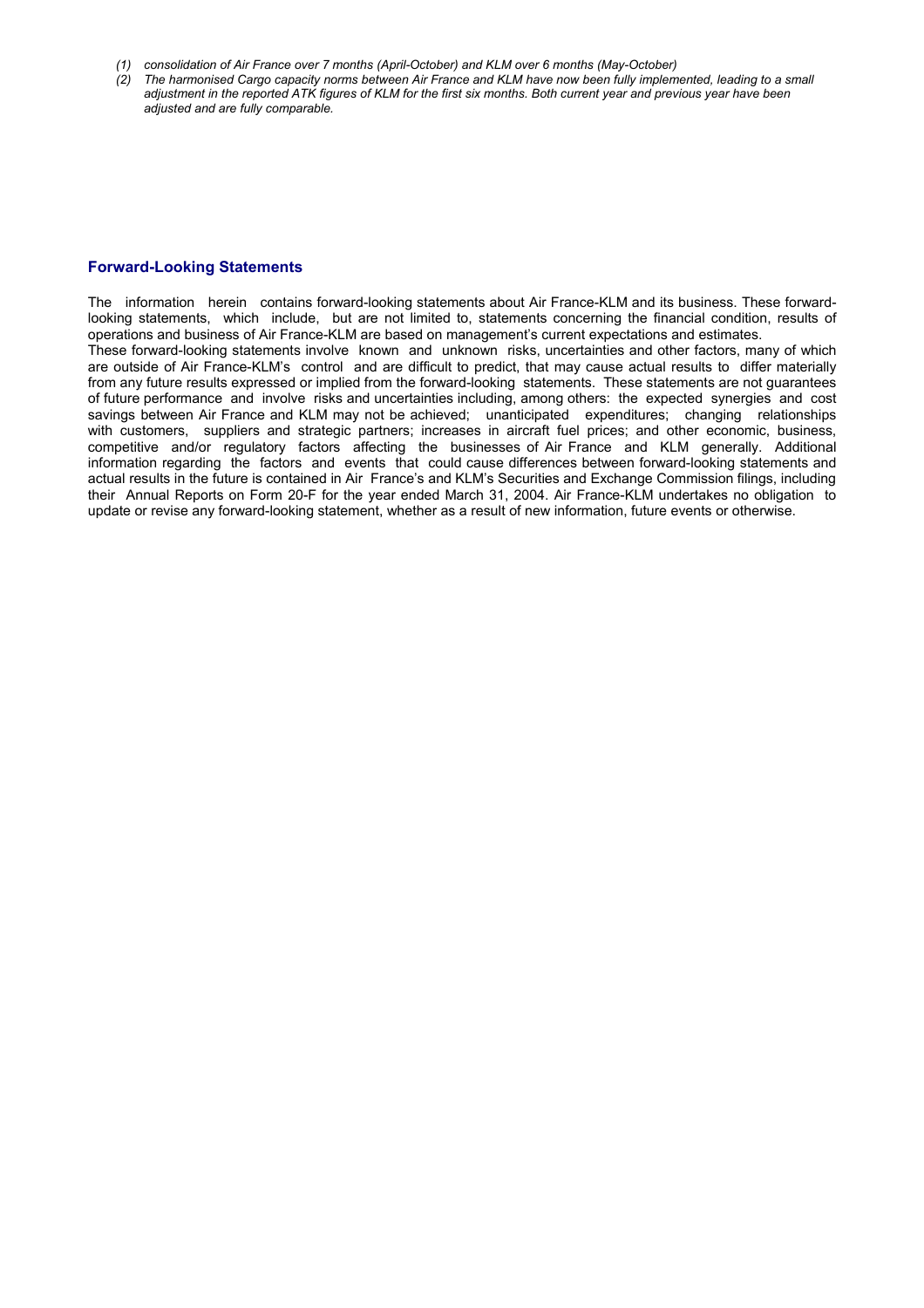*(1) consolidation of Air France over 7 months (April-October) and KLM over 6 months (May-October)*

*(2) The harmonised Cargo capacity norms between Air France and KLM have now been fully implemented, leading to a small adjustment in the reported ATK figures of KLM for the first six months. Both current year and previous year have been adjusted and are fully comparable.*

## Forward-Looking Statements

The information herein contains forward-looking statements about Air France-KLM and its business. These forward-looking statements, which include, but are not limited to, statements concerning the financial condition, results of operations and business of Air France-KLM are based on management's current expectations and estimates.

These forward-looking statements involve known and unknown risks, uncertainties and other factors, many of which are outside of Air France-KLM's control and are difficult to predict, that may cause actual results to differ materially from any future results expressed or implied from the forward-looking statements. These statements are not guarantees of future performance and involve risks and uncertainties including, among others: the expected synergies and cost savings between Air France and KLM may not be achieved; unanticipated expenditures; changing relationships with customers, suppliers and strategic partners; increases in aircraft fuel prices; and other economic, business, competitive and/or regulatory factors affecting the businesses of Air France and KLM generally. Additional information regarding the factors and events that could cause differences between forward-looking statements and actual results in the future is contained in Air France's and KLM's Securities and Exchange Commission filings, including their Annual Reports on Form 20-F for the year ended March 31, 2004. Air France-KLM undertakes no obligation to update or revise any forward-looking statement, whether as a result of new information, future events or otherwise.